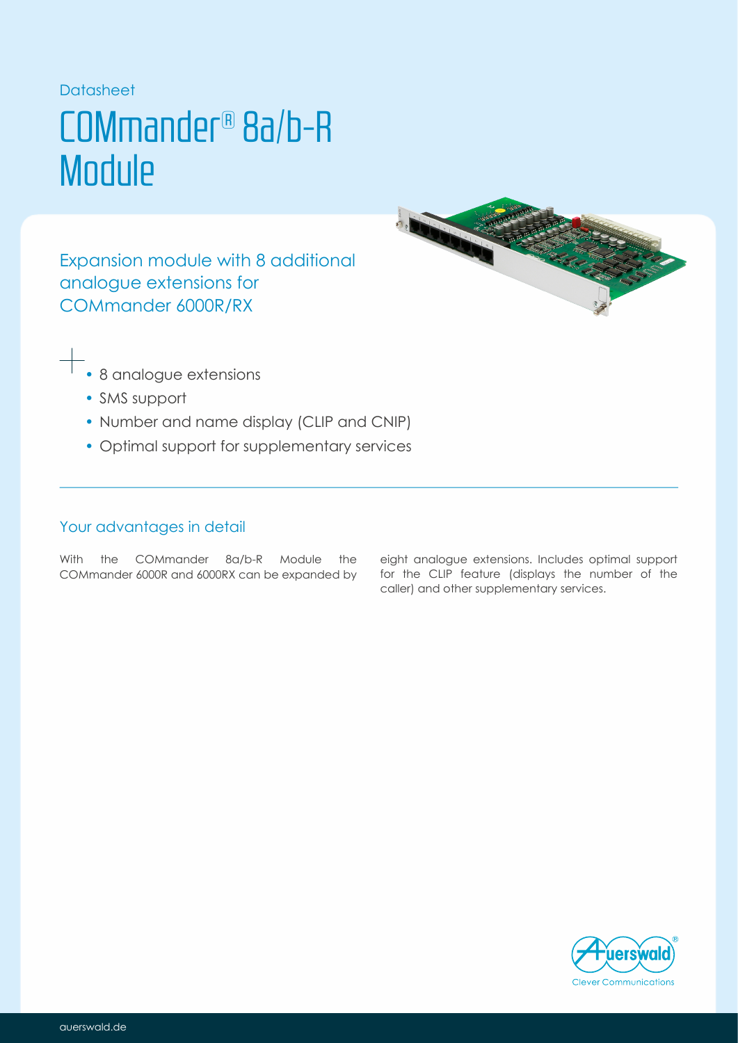Datasheet

# COMmander® 8a/b-R Module

## Expansion module with 8 additional analogue extensions for COMmander 6000R/RX

- 8 analogue extensions
- SMS support
- Number and name display (CLIP and CNIP)
- Optimal support for supplementary services

## Your advantages in detail

With the COMmander 8a/b-R Module the COMmander 6000R and 6000RX can be expanded by eight analogue extensions. Includes optimal support for the CLIP feature (displays the number of the caller) and other supplementary services.

auerswald

Clever Communications

auerswald.de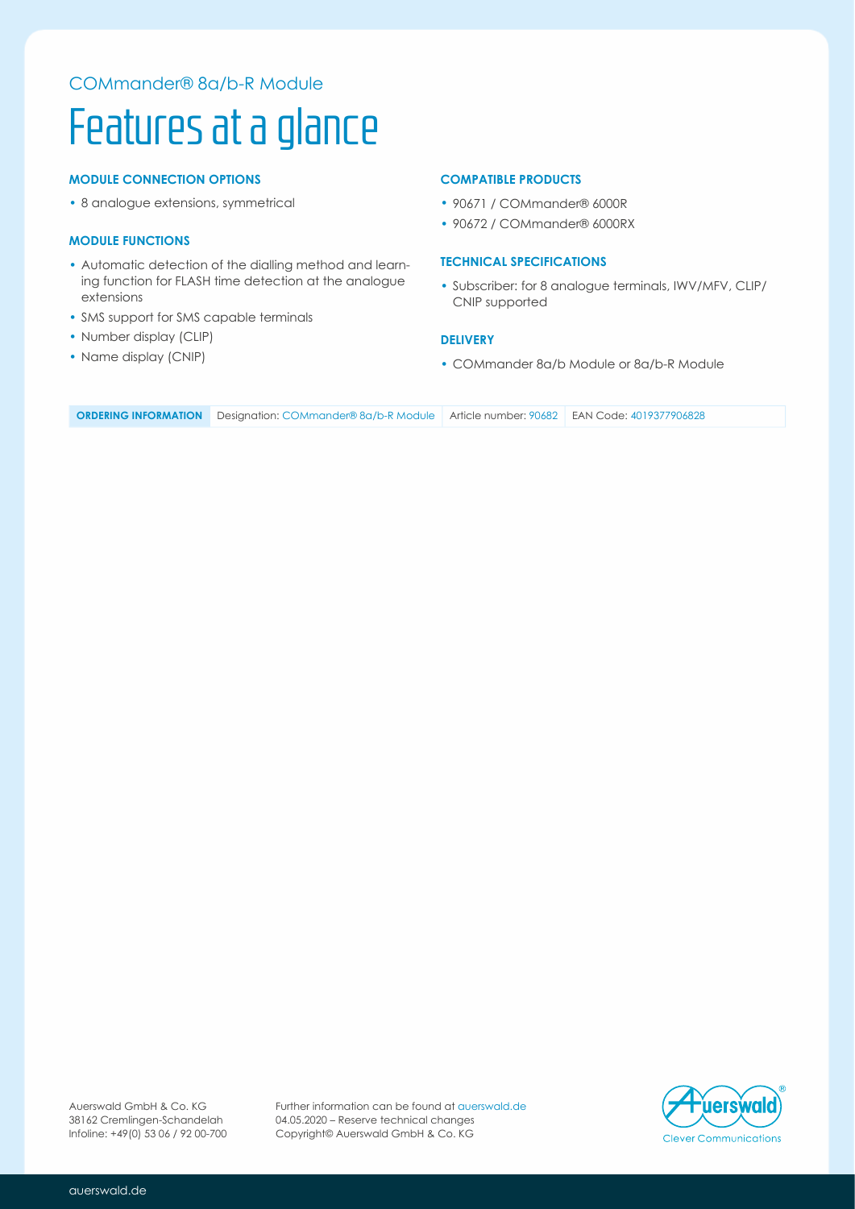COMmander® 8a/b-R Module

# Features at a glance

### MODULE CONNECTION OPTIONS

- 8 analogue extensions, symmetrical

### MODULE FUNCTIONS

- Automatic detection of the dialling method and learning function for FLASH time detection at the analogue extensions
- SMS support for SMS capable terminals
- Number display (CLIP)
- Name display (CNIP)

### COMPATIBLE PRODUCTS

- 90671 / COMmander® 6000R
- 90672 / COMmander® 6000RX

### TECHNICAL SPECIFICATIONS

- Subscriber: for 8 analogue terminals, IWV/MFV, CLIP/CNIP supported

### DELIVERY

- COMmander 8a/b Module or 8a/b-R Module

| | | | |
|---|---|---|---|
| **ORDERING INFORMATION** | Designation: COMmander® 8a/b-R Module | Article number: 90682 | EAN Code: 4019377906828 |

Auerswald GmbH & Co. KG
38162 Cremlingen-Schandelah
Infoline: +49(0) 53 06 / 92 00-700

Further information can be found at auerswald.de
04.05.2020 – Reserve technical changes
Copyright© Auerswald GmbH & Co. KG